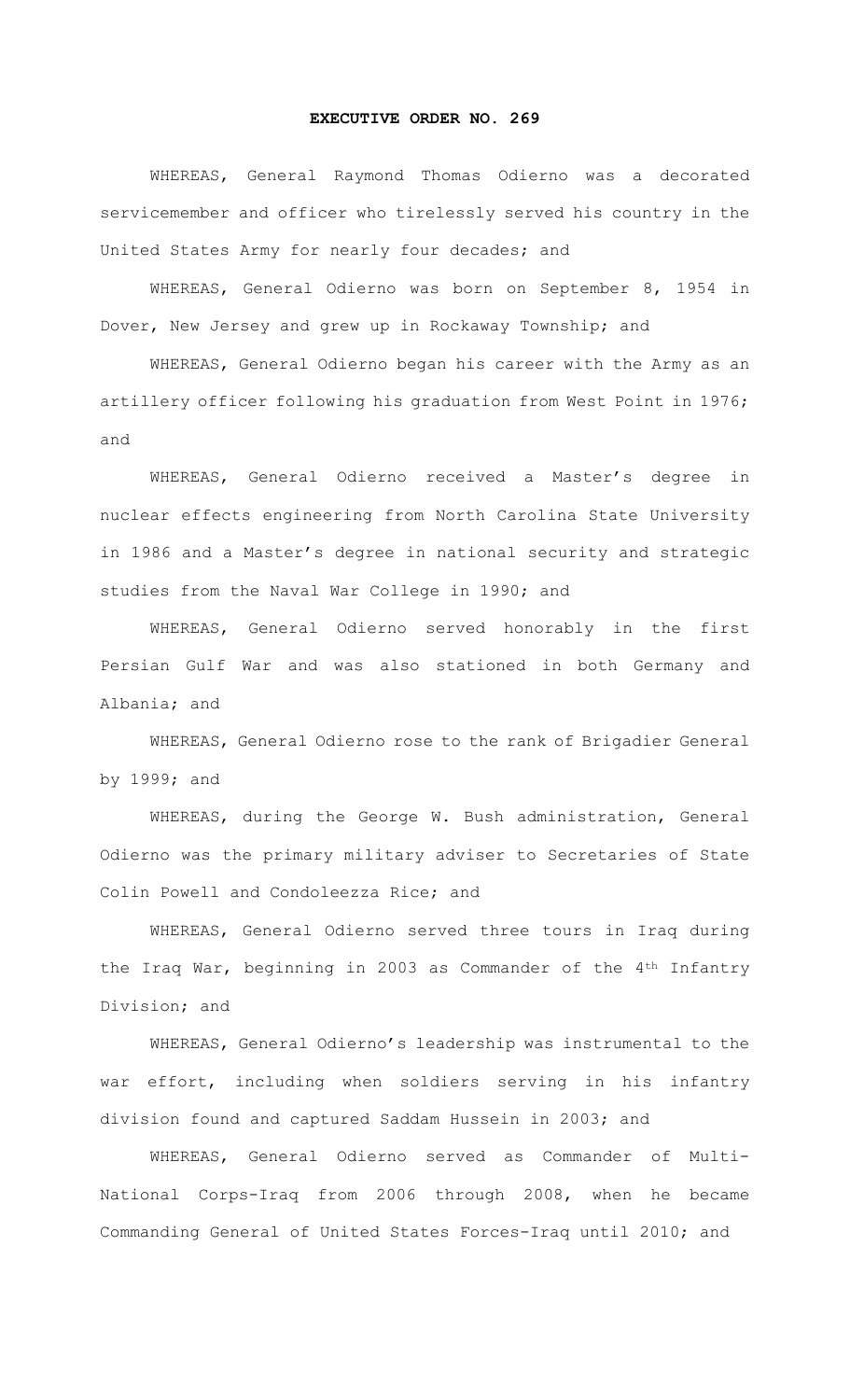# EXECUTIVE ORDER NO. 269

WHEREAS, General Raymond Thomas Odierno was a decorated servicemember and officer who tirelessly served his country in the United States Army for nearly four decades; and

WHEREAS, General Odierno was born on September 8, 1954 in Dover, New Jersey and grew up in Rockaway Township; and

WHEREAS, General Odierno began his career with the Army as an artillery officer following his graduation from West Point in 1976; and

WHEREAS, General Odierno received a Master's degree in nuclear effects engineering from North Carolina State University in 1986 and a Master's degree in national security and strategic studies from the Naval War College in 1990; and

WHEREAS, General Odierno served honorably in the first Persian Gulf War and was also stationed in both Germany and Albania; and

WHEREAS, General Odierno rose to the rank of Brigadier General by 1999; and

WHEREAS, during the George W. Bush administration, General Odierno was the primary military adviser to Secretaries of State Colin Powell and Condoleezza Rice; and

WHEREAS, General Odierno served three tours in Iraq during the Iraq War, beginning in 2003 as Commander of the 4th Infantry Division; and

WHEREAS, General Odierno's leadership was instrumental to the war effort, including when soldiers serving in his infantry division found and captured Saddam Hussein in 2003; and

WHEREAS, General Odierno served as Commander of Multi-National Corps-Iraq from 2006 through 2008, when he became Commanding General of United States Forces-Iraq until 2010; and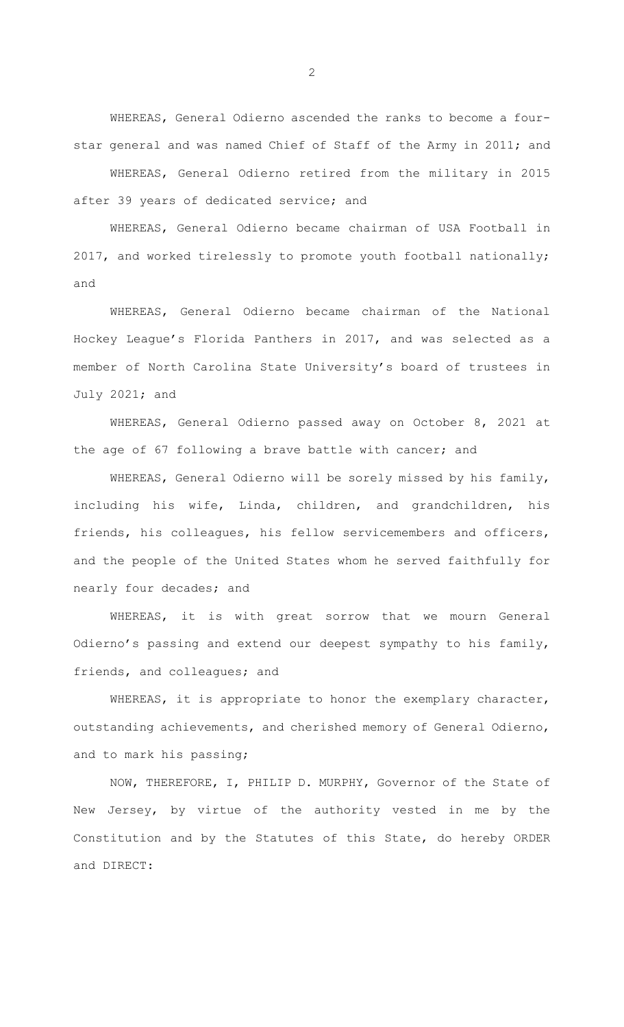WHEREAS, General Odierno ascended the ranks to become a four-star general and was named Chief of Staff of the Army in 2011; and

WHEREAS, General Odierno retired from the military in 2015 after 39 years of dedicated service; and

WHEREAS, General Odierno became chairman of USA Football in 2017, and worked tirelessly to promote youth football nationally; and

WHEREAS, General Odierno became chairman of the National Hockey League's Florida Panthers in 2017, and was selected as a member of North Carolina State University's board of trustees in July 2021; and

WHEREAS, General Odierno passed away on October 8, 2021 at the age of 67 following a brave battle with cancer; and

WHEREAS, General Odierno will be sorely missed by his family, including his wife, Linda, children, and grandchildren, his friends, his colleagues, his fellow servicemembers and officers, and the people of the United States whom he served faithfully for nearly four decades; and

WHEREAS, it is with great sorrow that we mourn General Odierno's passing and extend our deepest sympathy to his family, friends, and colleagues; and

WHEREAS, it is appropriate to honor the exemplary character, outstanding achievements, and cherished memory of General Odierno, and to mark his passing;

NOW, THEREFORE, I, PHILIP D. MURPHY, Governor of the State of New Jersey, by virtue of the authority vested in me by the Constitution and by the Statutes of this State, do hereby ORDER and DIRECT: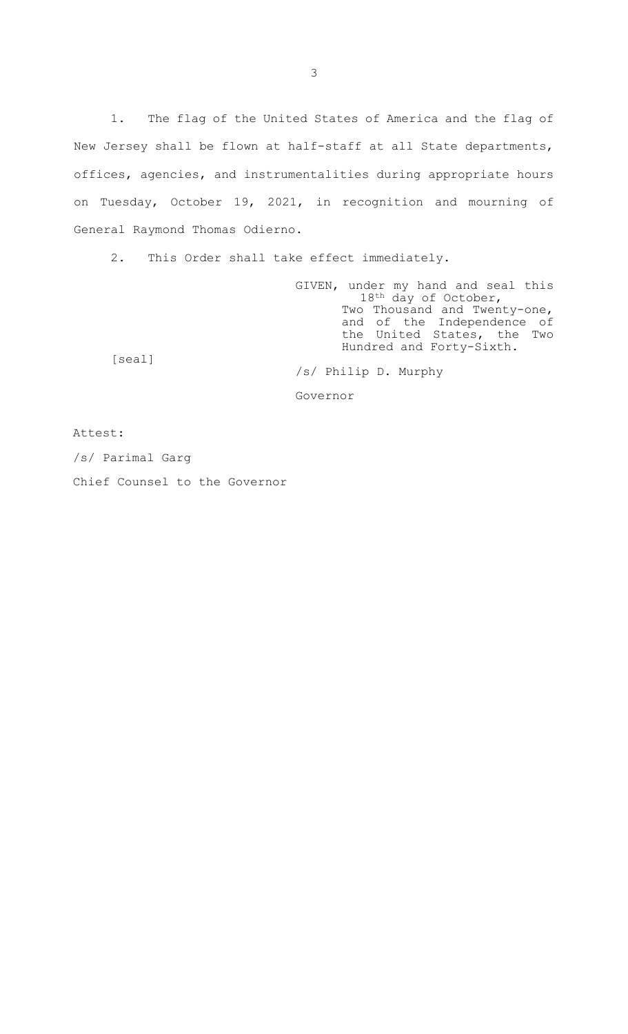1. The flag of the United States of America and the flag of New Jersey shall be flown at half-staff at all State departments, offices, agencies, and instrumentalities during appropriate hours on Tuesday, October 19, 2021, in recognition and mourning of General Raymond Thomas Odierno.

2. This Order shall take effect immediately.

GIVEN, under my hand and seal this 18th day of October, Two Thousand and Twenty-one, and of the Independence of the United States, the Two Hundred and Forty-Sixth.

[seal]

/s/ Philip D. Murphy

Governor

Attest:

/s/ Parimal Garg

Chief Counsel to the Governor